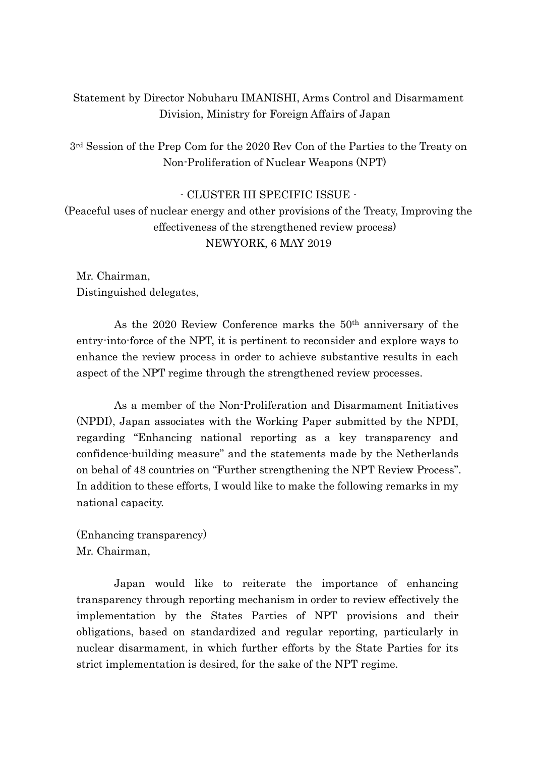Statement by Director Nobuharu IMANISHI, Arms Control and Disarmament Division, Ministry for Foreign Affairs of Japan

3rd Session of the Prep Com for the 2020 Rev Con of the Parties to the Treaty on Non-Proliferation of Nuclear Weapons (NPT)

- CLUSTER III SPECIFIC ISSUE -

(Peaceful uses of nuclear energy and other provisions of the Treaty, Improving the effectiveness of the strengthened review process)

NEWYORK, 6 MAY 2019

Mr. Chairman,
Distinguished delegates,

As the 2020 Review Conference marks the 50th anniversary of the entry-into-force of the NPT, it is pertinent to reconsider and explore ways to enhance the review process in order to achieve substantive results in each aspect of the NPT regime through the strengthened review processes.

As a member of the Non-Proliferation and Disarmament Initiatives (NPDI), Japan associates with the Working Paper submitted by the NPDI, regarding "Enhancing national reporting as a key transparency and confidence-building measure" and the statements made by the Netherlands on behal of 48 countries on "Further strengthening the NPT Review Process". In addition to these efforts, I would like to make the following remarks in my national capacity.

(Enhancing transparency)
Mr. Chairman,

Japan would like to reiterate the importance of enhancing transparency through reporting mechanism in order to review effectively the implementation by the States Parties of NPT provisions and their obligations, based on standardized and regular reporting, particularly in nuclear disarmament, in which further efforts by the State Parties for its strict implementation is desired, for the sake of the NPT regime.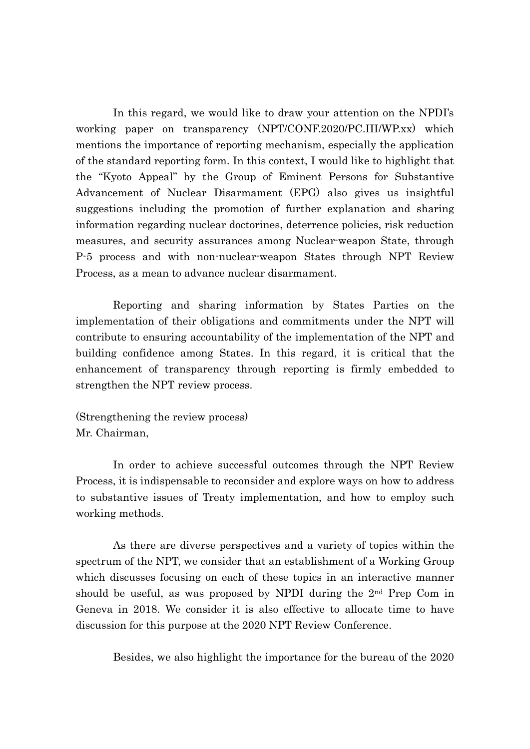In this regard, we would like to draw your attention on the NPDI's working paper on transparency (NPT/CONF.2020/PC.III/WP.xx) which mentions the importance of reporting mechanism, especially the application of the standard reporting form. In this context, I would like to highlight that the "Kyoto Appeal" by the Group of Eminent Persons for Substantive Advancement of Nuclear Disarmament (EPG) also gives us insightful suggestions including the promotion of further explanation and sharing information regarding nuclear doctorines, deterrence policies, risk reduction measures, and security assurances among Nuclear-weapon State, through P-5 process and with non-nuclear-weapon States through NPT Review Process, as a mean to advance nuclear disarmament.

Reporting and sharing information by States Parties on the implementation of their obligations and commitments under the NPT will contribute to ensuring accountability of the implementation of the NPT and building confidence among States. In this regard, it is critical that the enhancement of transparency through reporting is firmly embedded to strengthen the NPT review process.

(Strengthening the review process)
Mr. Chairman,

In order to achieve successful outcomes through the NPT Review Process, it is indispensable to reconsider and explore ways on how to address to substantive issues of Treaty implementation, and how to employ such working methods.

As there are diverse perspectives and a variety of topics within the spectrum of the NPT, we consider that an establishment of a Working Group which discusses focusing on each of these topics in an interactive manner should be useful, as was proposed by NPDI during the 2nd Prep Com in Geneva in 2018. We consider it is also effective to allocate time to have discussion for this purpose at the 2020 NPT Review Conference.

Besides, we also highlight the importance for the bureau of the 2020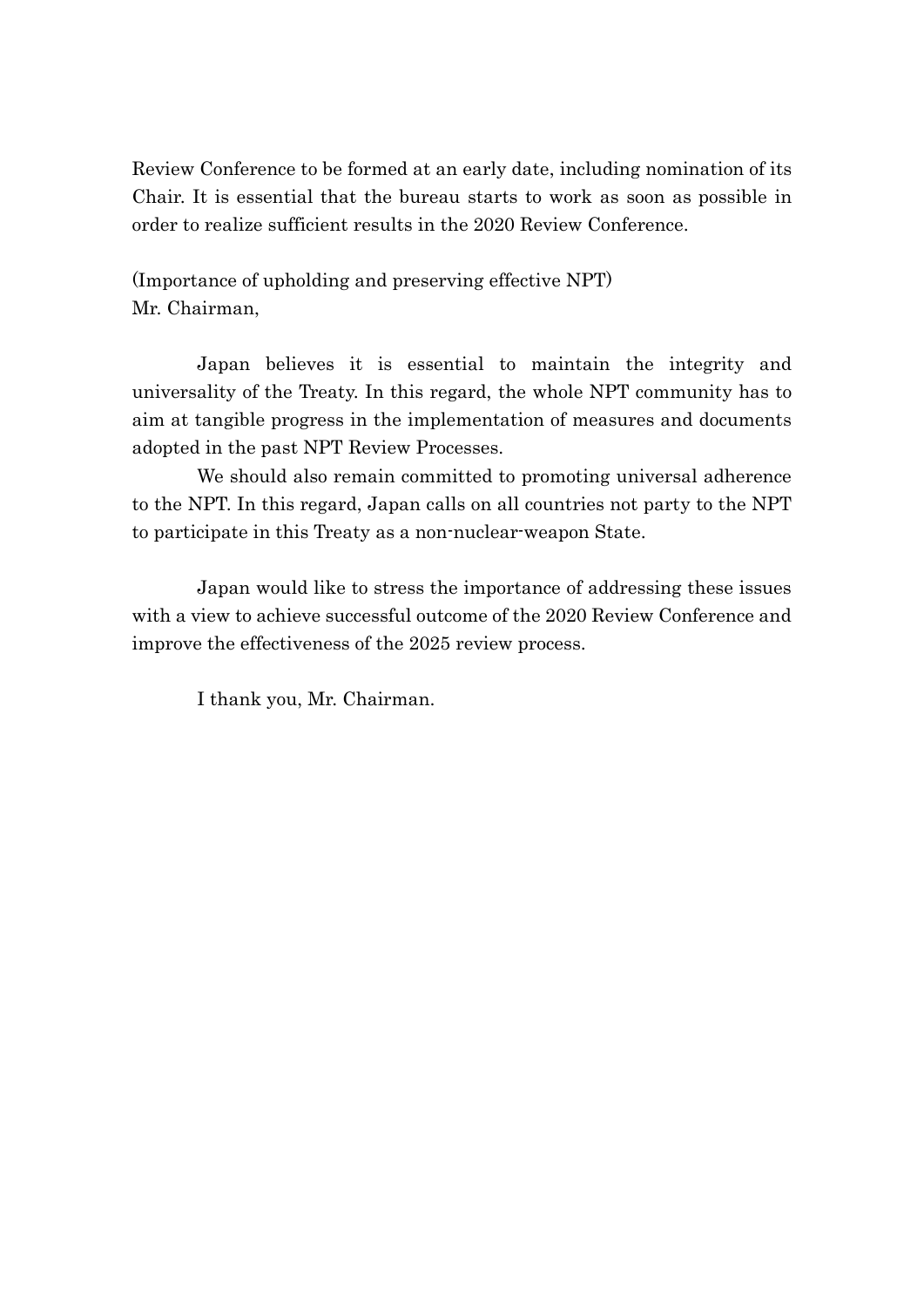Review Conference to be formed at an early date, including nomination of its Chair. It is essential that the bureau starts to work as soon as possible in order to realize sufficient results in the 2020 Review Conference.

(Importance of upholding and preserving effective NPT)
Mr. Chairman,

Japan believes it is essential to maintain the integrity and universality of the Treaty. In this regard, the whole NPT community has to aim at tangible progress in the implementation of measures and documents adopted in the past NPT Review Processes.

We should also remain committed to promoting universal adherence to the NPT. In this regard, Japan calls on all countries not party to the NPT to participate in this Treaty as a non-nuclear-weapon State.

Japan would like to stress the importance of addressing these issues with a view to achieve successful outcome of the 2020 Review Conference and improve the effectiveness of the 2025 review process.

I thank you, Mr. Chairman.